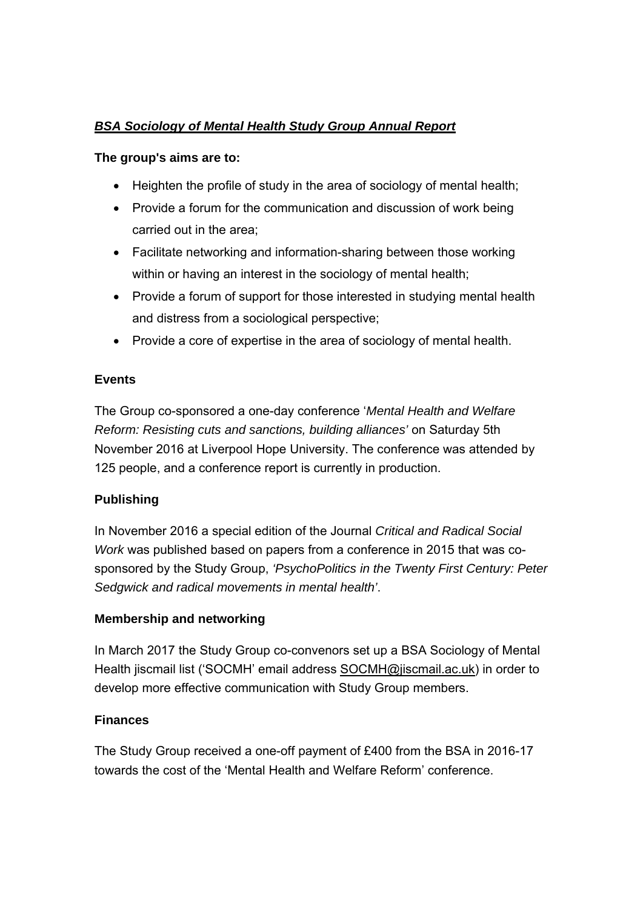# ***BSA Sociology of Mental Health Study Group Annual Report***

**The group's aims are to:**

- Heighten the profile of study in the area of sociology of mental health;
- Provide a forum for the communication and discussion of work being carried out in the area;
- Facilitate networking and information-sharing between those working within or having an interest in the sociology of mental health;
- Provide a forum of support for those interested in studying mental health and distress from a sociological perspective;
- Provide a core of expertise in the area of sociology of mental health.

## Events

The Group co-sponsored a one-day conference '*Mental Health and Welfare Reform: Resisting cuts and sanctions, building alliances'* on Saturday 5th November 2016 at Liverpool Hope University. The conference was attended by 125 people, and a conference report is currently in production.

## Publishing

In November 2016 a special edition of the Journal *Critical and Radical Social Work* was published based on papers from a conference in 2015 that was co-sponsored by the Study Group, *'PsychoPolitics in the Twenty First Century: Peter Sedgwick and radical movements in mental health'*.

## Membership and networking

In March 2017 the Study Group co-convenors set up a BSA Sociology of Mental Health jiscmail list ('SOCMH' email address SOCMH@jiscmail.ac.uk) in order to develop more effective communication with Study Group members.

## Finances

The Study Group received a one-off payment of £400 from the BSA in 2016-17 towards the cost of the 'Mental Health and Welfare Reform' conference.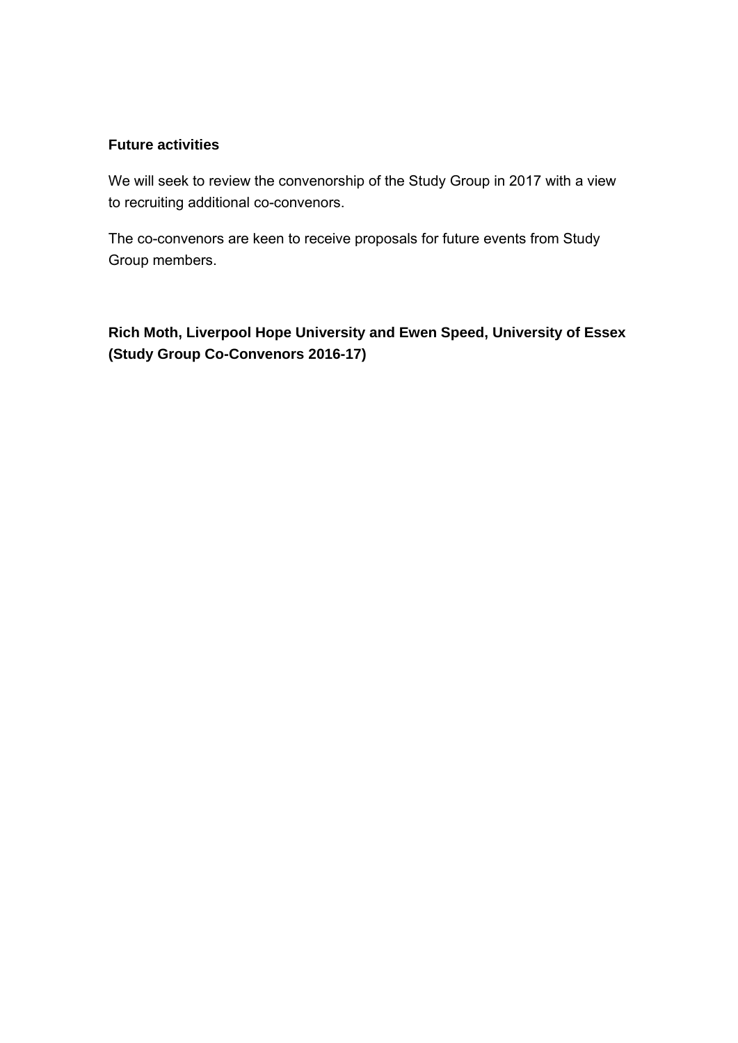## Future activities

We will seek to review the convenorship of the Study Group in 2017 with a view to recruiting additional co-convenors.

The co-convenors are keen to receive proposals for future events from Study Group members.

**Rich Moth, Liverpool Hope University and Ewen Speed, University of Essex (Study Group Co-Convenors 2016-17)**